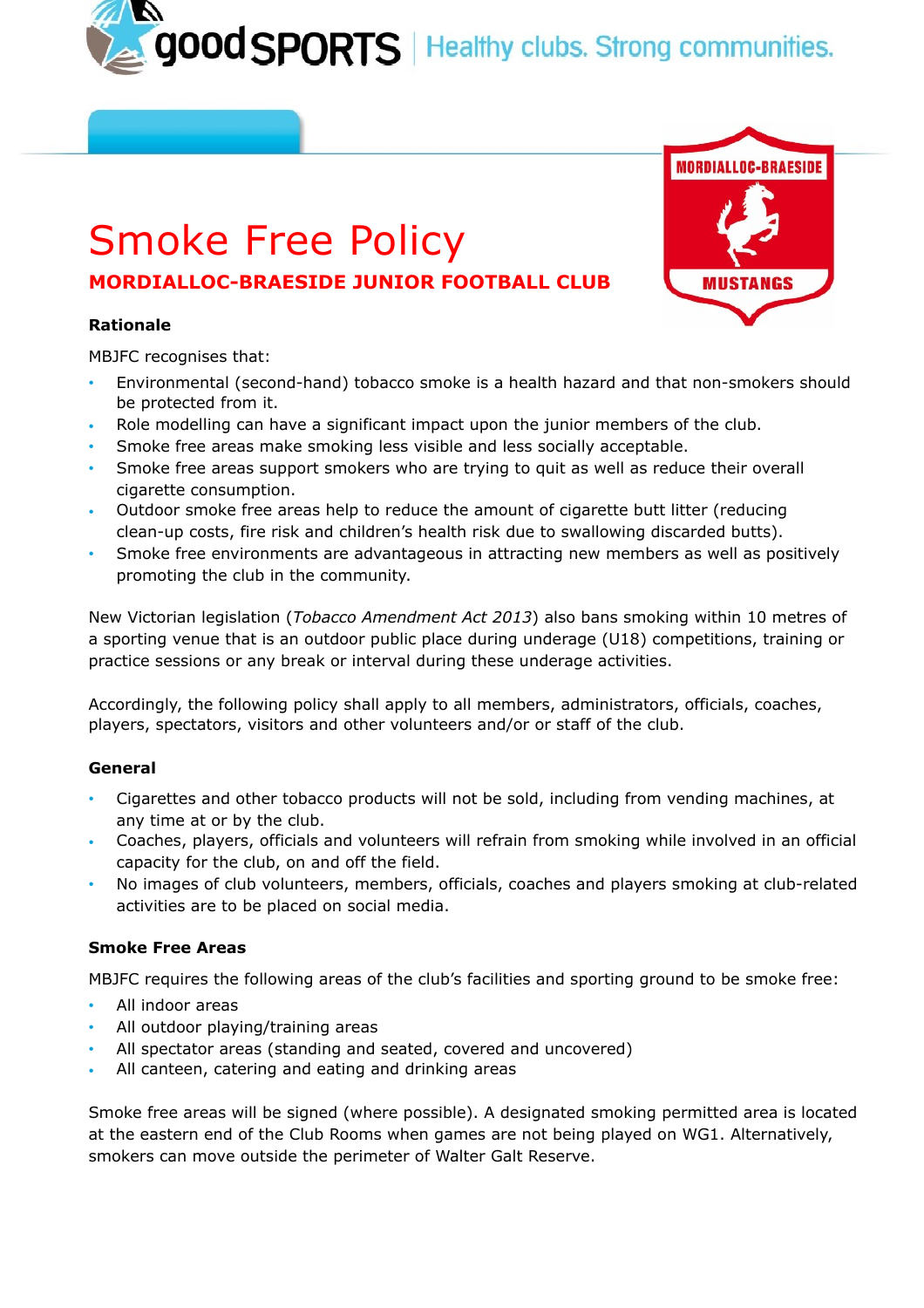goodSPORTS | Healthy clubs. Strong communities.

# Smoke Free Policy

## MORDIALLOC-BRAESIDE JUNIOR FOOTBALL CLUB

### Rationale

MBJFC recognises that:

- Environmental (second-hand) tobacco smoke is a health hazard and that non-smokers should be protected from it.
- Role modelling can have a significant impact upon the junior members of the club.
- Smoke free areas make smoking less visible and less socially acceptable.
- Smoke free areas support smokers who are trying to quit as well as reduce their overall cigarette consumption.
- Outdoor smoke free areas help to reduce the amount of cigarette butt litter (reducing clean-up costs, fire risk and children's health risk due to swallowing discarded butts).
- Smoke free environments are advantageous in attracting new members as well as positively promoting the club in the community.

New Victorian legislation (*Tobacco Amendment Act 2013*) also bans smoking within 10 metres of a sporting venue that is an outdoor public place during underage (U18) competitions, training or practice sessions or any break or interval during these underage activities.

Accordingly, the following policy shall apply to all members, administrators, officials, coaches, players, spectators, visitors and other volunteers and/or or staff of the club.

### General

- Cigarettes and other tobacco products will not be sold, including from vending machines, at any time at or by the club.
- Coaches, players, officials and volunteers will refrain from smoking while involved in an official capacity for the club, on and off the field.
- No images of club volunteers, members, officials, coaches and players smoking at club-related activities are to be placed on social media.

### Smoke Free Areas

MBJFC requires the following areas of the club's facilities and sporting ground to be smoke free:

- All indoor areas
- All outdoor playing/training areas
- All spectator areas (standing and seated, covered and uncovered)
- All canteen, catering and eating and drinking areas

Smoke free areas will be signed (where possible). A designated smoking permitted area is located at the eastern end of the Club Rooms when games are not being played on WG1. Alternatively, smokers can move outside the perimeter of Walter Galt Reserve.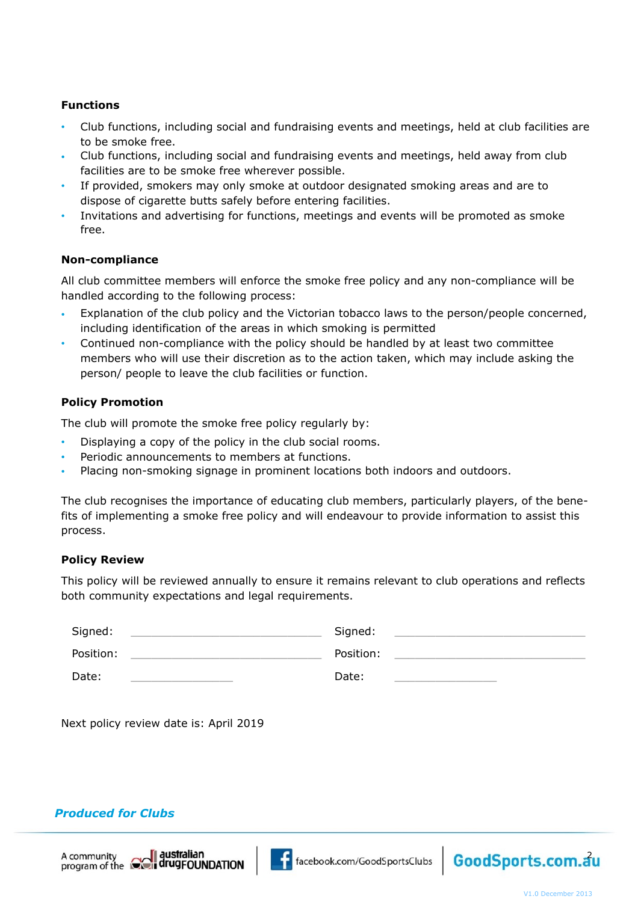### Functions

- Club functions, including social and fundraising events and meetings, held at club facilities are to be smoke free.
- Club functions, including social and fundraising events and meetings, held away from club facilities are to be smoke free wherever possible.
- If provided, smokers may only smoke at outdoor designated smoking areas and are to dispose of cigarette butts safely before entering facilities.
- Invitations and advertising for functions, meetings and events will be promoted as smoke free.

### Non-compliance

All club committee members will enforce the smoke free policy and any non-compliance will be handled according to the following process:

- Explanation of the club policy and the Victorian tobacco laws to the person/people concerned, including identification of the areas in which smoking is permitted
- Continued non-compliance with the policy should be handled by at least two committee members who will use their discretion as to the action taken, which may include asking the person/ people to leave the club facilities or function.

### Policy Promotion

The club will promote the smoke free policy regularly by:

- Displaying a copy of the policy in the club social rooms.
- Periodic announcements to members at functions.
- Placing non-smoking signage in prominent locations both indoors and outdoors.

The club recognises the importance of educating club members, particularly players, of the benefits of implementing a smoke free policy and will endeavour to provide information to assist this process.

### Policy Review

This policy will be reviewed annually to ensure it remains relevant to club operations and reflects both community expectations and legal requirements.

Signed: ______________________________ Signed: ______________________________

Position: ______________________________ Position: ______________________________

Date: ________________ Date: ________________

Next policy review date is: April 2019

*Produced for Clubs*

A community program of the australian drugFOUNDATION | facebook.com/GoodSportsClubs | GoodSports.com.au

V1.0 December 2013